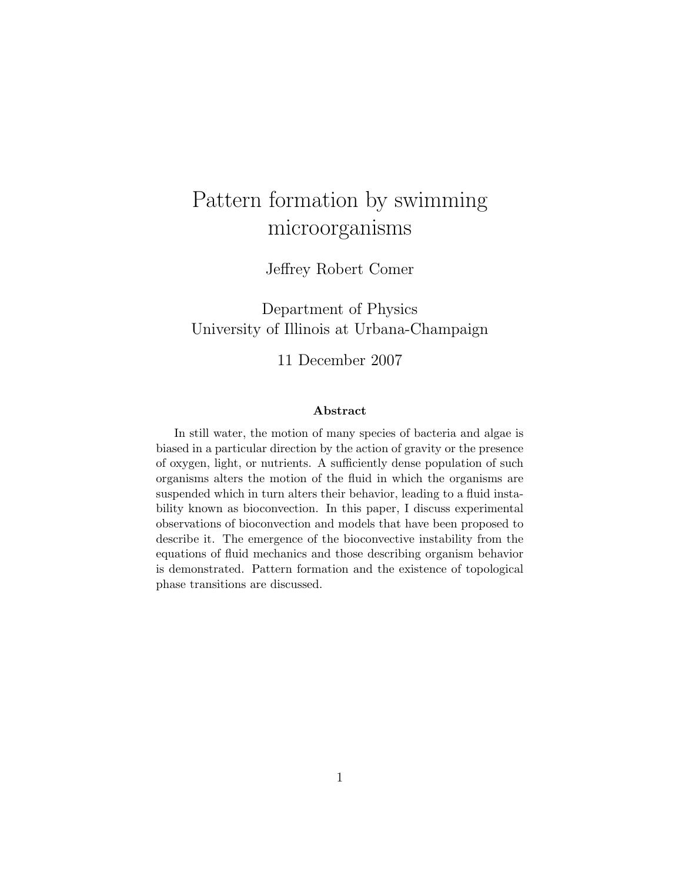# Pattern formation by swimming microorganisms

Jeffrey Robert Comer

Department of Physics
University of Illinois at Urbana-Champaign

11 December 2007

### Abstract

In still water, the motion of many species of bacteria and algae is biased in a particular direction by the action of gravity or the presence of oxygen, light, or nutrients. A sufficiently dense population of such organisms alters the motion of the fluid in which the organisms are suspended which in turn alters their behavior, leading to a fluid instability known as bioconvection. In this paper, I discuss experimental observations of bioconvection and models that have been proposed to describe it. The emergence of the bioconvective instability from the equations of fluid mechanics and those describing organism behavior is demonstrated. Pattern formation and the existence of topological phase transitions are discussed.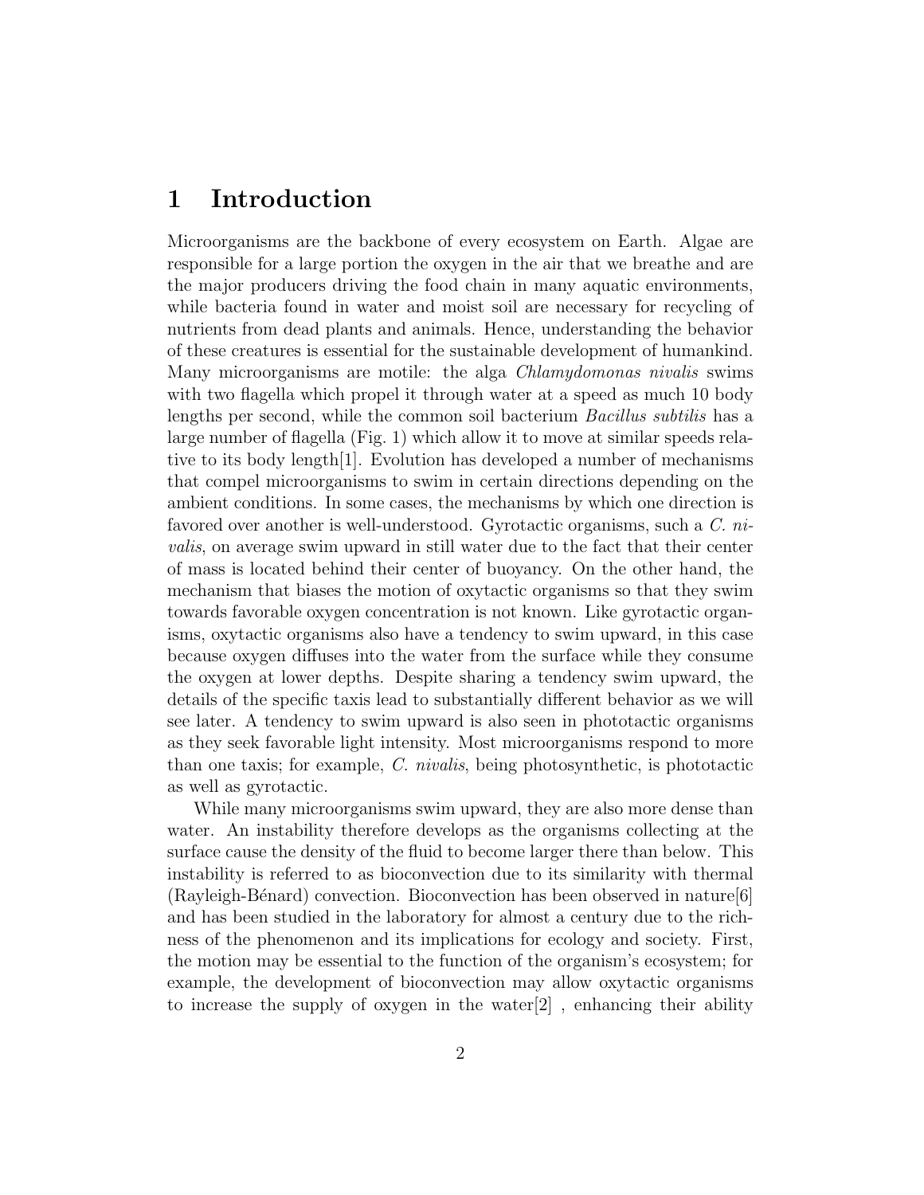# 1 Introduction

Microorganisms are the backbone of every ecosystem on Earth. Algae are responsible for a large portion the oxygen in the air that we breathe and are the major producers driving the food chain in many aquatic environments, while bacteria found in water and moist soil are necessary for recycling of nutrients from dead plants and animals. Hence, understanding the behavior of these creatures is essential for the sustainable development of humankind. Many microorganisms are motile: the alga *Chlamydomonas nivalis* swims with two flagella which propel it through water at a speed as much 10 body lengths per second, while the common soil bacterium *Bacillus subtilis* has a large number of flagella (Fig. 1) which allow it to move at similar speeds relative to its body length[1]. Evolution has developed a number of mechanisms that compel microorganisms to swim in certain directions depending on the ambient conditions. In some cases, the mechanisms by which one direction is favored over another is well-understood. Gyrotactic organisms, such a *C. nivalis*, on average swim upward in still water due to the fact that their center of mass is located behind their center of buoyancy. On the other hand, the mechanism that biases the motion of oxytactic organisms so that they swim towards favorable oxygen concentration is not known. Like gyrotactic organisms, oxytactic organisms also have a tendency to swim upward, in this case because oxygen diffuses into the water from the surface while they consume the oxygen at lower depths. Despite sharing a tendency swim upward, the details of the specific taxis lead to substantially different behavior as we will see later. A tendency to swim upward is also seen in phototactic organisms as they seek favorable light intensity. Most microorganisms respond to more than one taxis; for example, *C. nivalis*, being photosynthetic, is phototactic as well as gyrotactic.

While many microorganisms swim upward, they are also more dense than water. An instability therefore develops as the organisms collecting at the surface cause the density of the fluid to become larger there than below. This instability is referred to as bioconvection due to its similarity with thermal (Rayleigh-Bénard) convection. Bioconvection has been observed in nature[6] and has been studied in the laboratory for almost a century due to the richness of the phenomenon and its implications for ecology and society. First, the motion may be essential to the function of the organism's ecosystem; for example, the development of bioconvection may allow oxytactic organisms to increase the supply of oxygen in the water[2] , enhancing their ability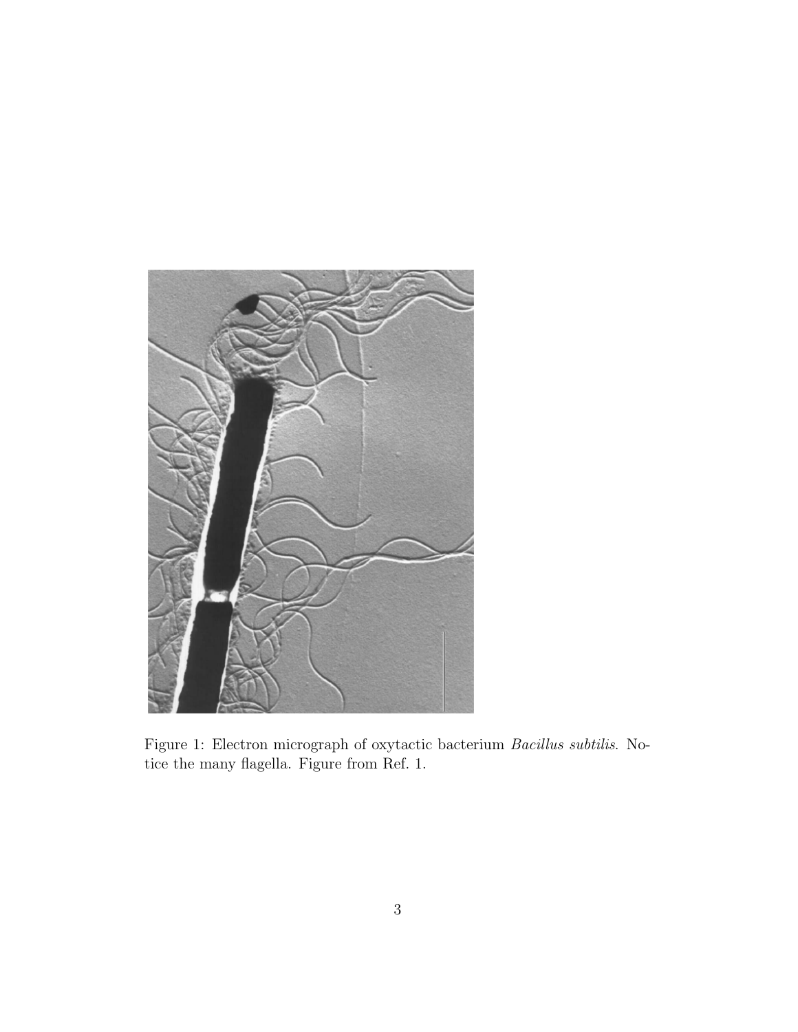Figure 1: Electron micrograph of oxytactic bacterium *Bacillus subtilis*. Notice the many flagella. Figure from Ref. 1.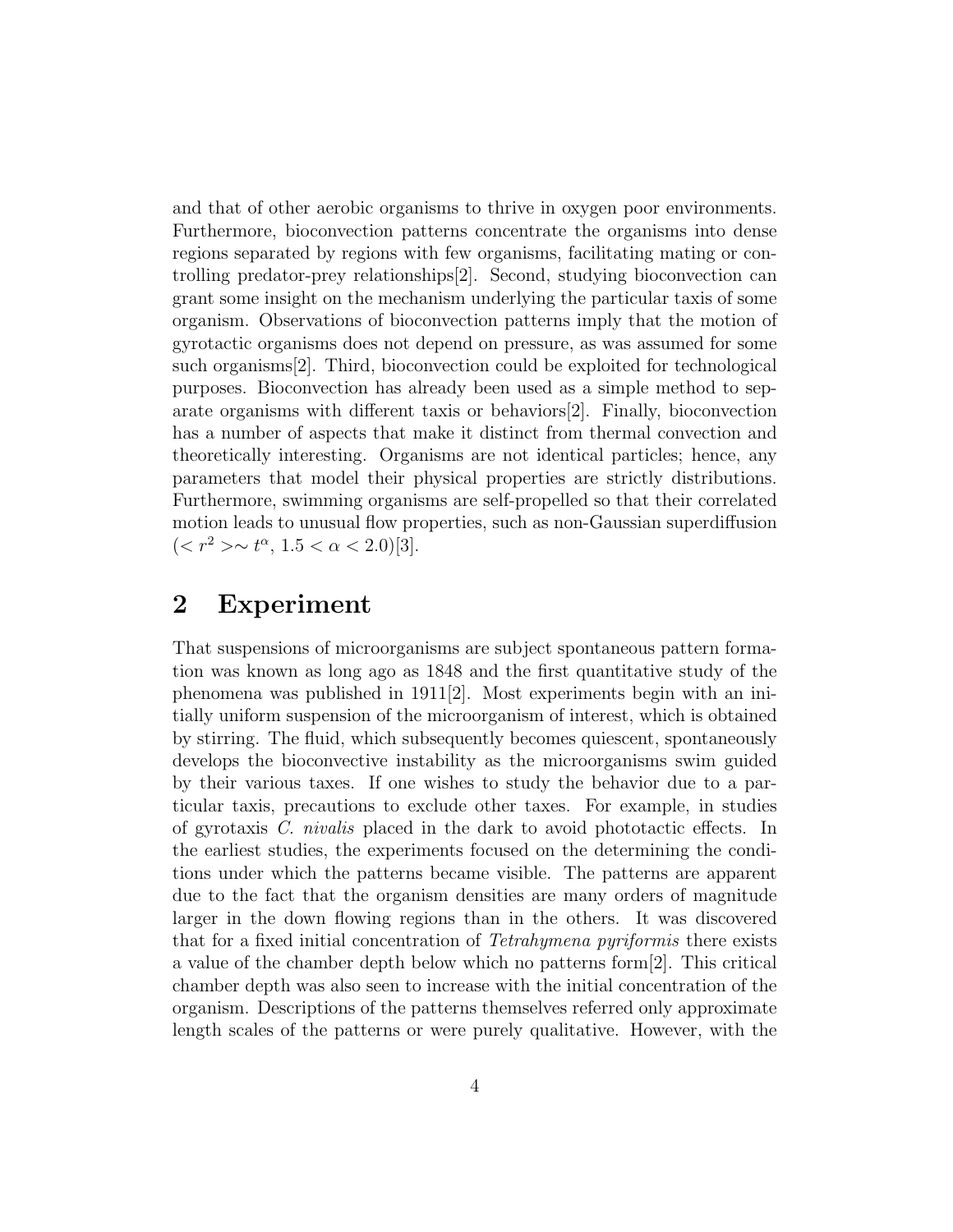and that of other aerobic organisms to thrive in oxygen poor environments. Furthermore, bioconvection patterns concentrate the organisms into dense regions separated by regions with few organisms, facilitating mating or controlling predator-prey relationships[2]. Second, studying bioconvection can grant some insight on the mechanism underlying the particular taxis of some organism. Observations of bioconvection patterns imply that the motion of gyrotactic organisms does not depend on pressure, as was assumed for some such organisms[2]. Third, bioconvection could be exploited for technological purposes. Bioconvection has already been used as a simple method to separate organisms with different taxis or behaviors[2]. Finally, bioconvection has a number of aspects that make it distinct from thermal convection and theoretically interesting. Organisms are not identical particles; hence, any parameters that model their physical properties are strictly distributions. Furthermore, swimming organisms are self-propelled so that their correlated motion leads to unusual flow properties, such as non-Gaussian superdiffusion ($< r^2 > \sim t^\alpha$, $1.5 < \alpha < 2.0$)[3].

## 2 Experiment

That suspensions of microorganisms are subject spontaneous pattern formation was known as long ago as 1848 and the first quantitative study of the phenomena was published in 1911[2]. Most experiments begin with an initially uniform suspension of the microorganism of interest, which is obtained by stirring. The fluid, which subsequently becomes quiescent, spontaneously develops the bioconvective instability as the microorganisms swim guided by their various taxes. If one wishes to study the behavior due to a particular taxis, precautions to exclude other taxes. For example, in studies of gyrotaxis *C. nivalis* placed in the dark to avoid phototactic effects. In the earliest studies, the experiments focused on the determining the conditions under which the patterns became visible. The patterns are apparent due to the fact that the organism densities are many orders of magnitude larger in the down flowing regions than in the others. It was discovered that for a fixed initial concentration of *Tetrahymena pyriformis* there exists a value of the chamber depth below which no patterns form[2]. This critical chamber depth was also seen to increase with the initial concentration of the organism. Descriptions of the patterns themselves referred only approximate length scales of the patterns or were purely qualitative. However, with the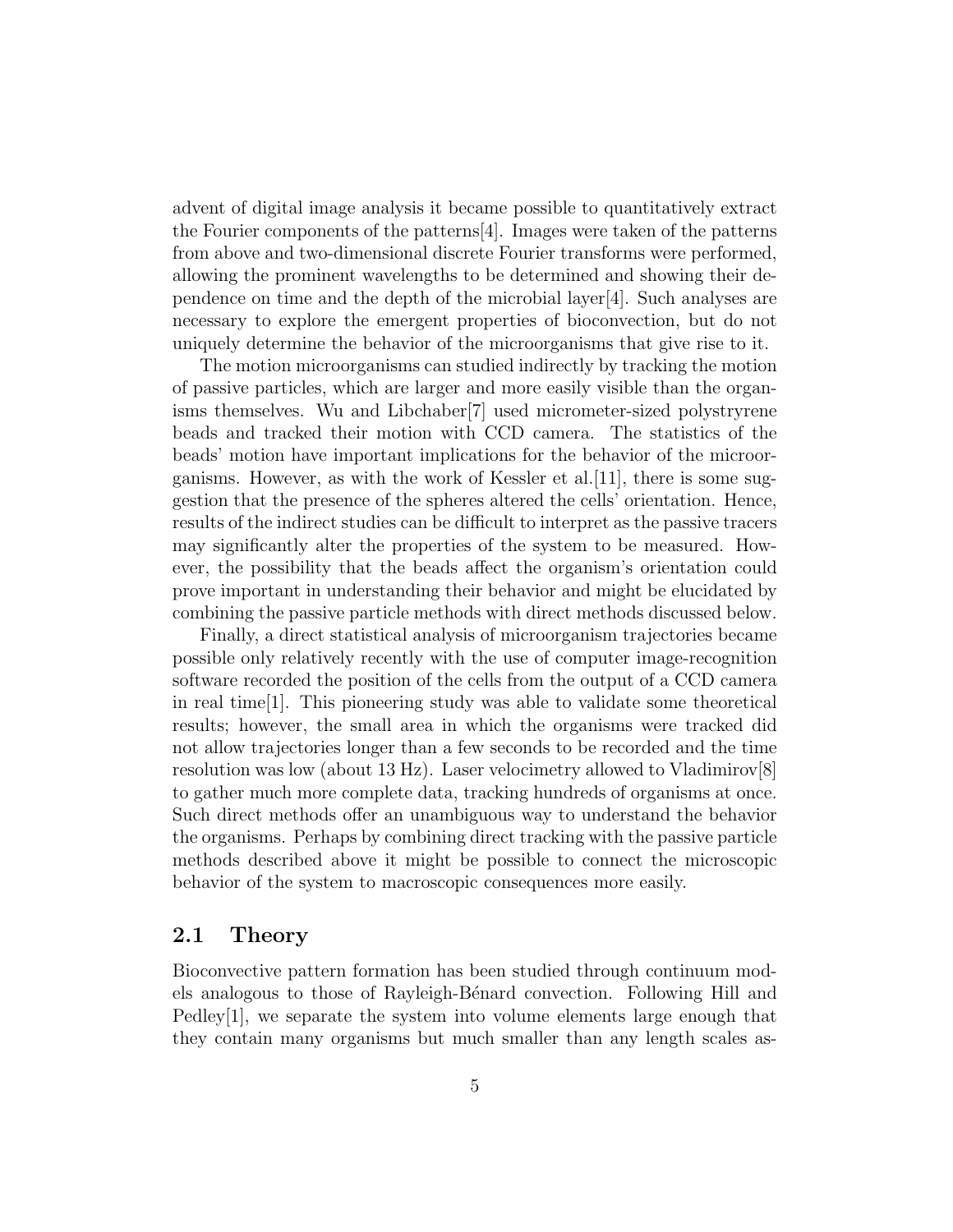advent of digital image analysis it became possible to quantitatively extract the Fourier components of the patterns[4]. Images were taken of the patterns from above and two-dimensional discrete Fourier transforms were performed, allowing the prominent wavelengths to be determined and showing their dependence on time and the depth of the microbial layer[4]. Such analyses are necessary to explore the emergent properties of bioconvection, but do not uniquely determine the behavior of the microorganisms that give rise to it.

The motion microorganisms can studied indirectly by tracking the motion of passive particles, which are larger and more easily visible than the organisms themselves. Wu and Libchaber[7] used micrometer-sized polystryrene beads and tracked their motion with CCD camera. The statistics of the beads' motion have important implications for the behavior of the microorganisms. However, as with the work of Kessler et al.[11], there is some suggestion that the presence of the spheres altered the cells' orientation. Hence, results of the indirect studies can be difficult to interpret as the passive tracers may significantly alter the properties of the system to be measured. However, the possibility that the beads affect the organism's orientation could prove important in understanding their behavior and might be elucidated by combining the passive particle methods with direct methods discussed below.

Finally, a direct statistical analysis of microorganism trajectories became possible only relatively recently with the use of computer image-recognition software recorded the position of the cells from the output of a CCD camera in real time[1]. This pioneering study was able to validate some theoretical results; however, the small area in which the organisms were tracked did not allow trajectories longer than a few seconds to be recorded and the time resolution was low (about 13 Hz). Laser velocimetry allowed to Vladimirov[8] to gather much more complete data, tracking hundreds of organisms at once. Such direct methods offer an unambiguous way to understand the behavior the organisms. Perhaps by combining direct tracking with the passive particle methods described above it might be possible to connect the microscopic behavior of the system to macroscopic consequences more easily.

## 2.1 Theory

Bioconvective pattern formation has been studied through continuum models analogous to those of Rayleigh-Bénard convection. Following Hill and Pedley[1], we separate the system into volume elements large enough that they contain many organisms but much smaller than any length scales as-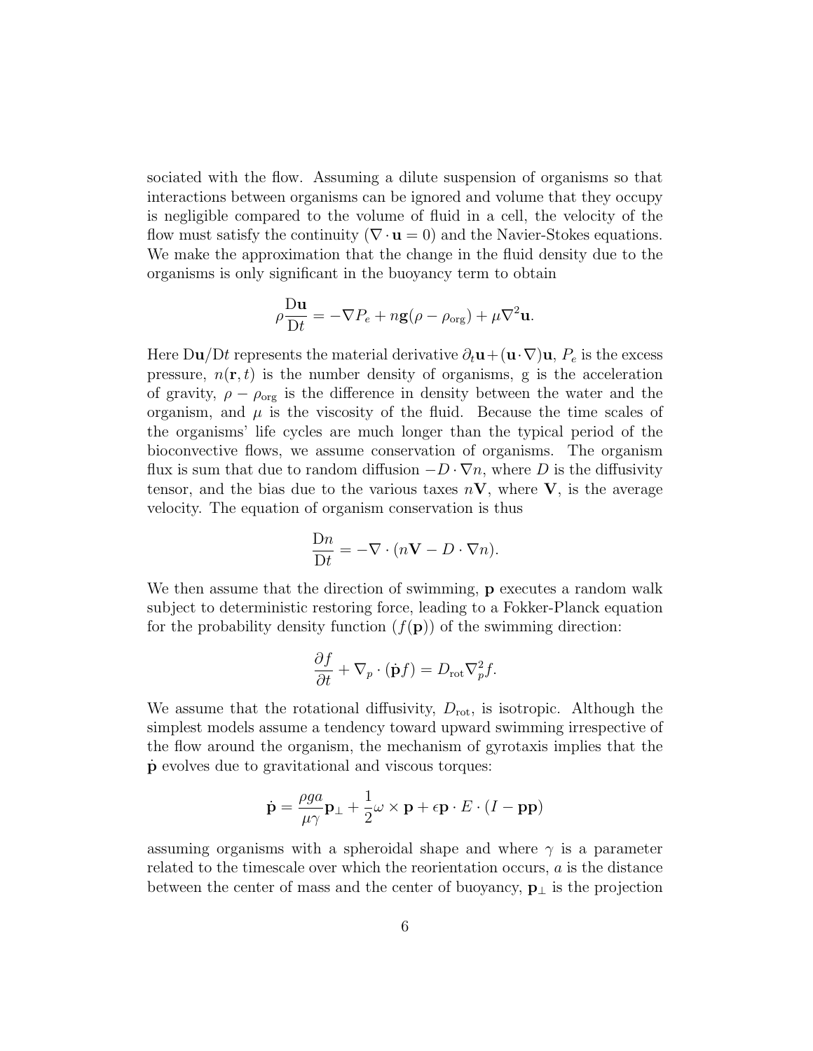sociated with the flow. Assuming a dilute suspension of organisms so that interactions between organisms can be ignored and volume that they occupy is negligible compared to the volume of fluid in a cell, the velocity of the flow must satisfy the continuity ($\nabla \cdot \mathbf{u} = 0$) and the Navier-Stokes equations. We make the approximation that the change in the fluid density due to the organisms is only significant in the buoyancy term to obtain

$$\rho \frac{\mathrm{D}\mathbf{u}}{\mathrm{D}t} = -\nabla P_e + n\mathbf{g}(\rho - \rho_{\mathrm{org}}) + \mu \nabla^2 \mathbf{u}.$$

Here $\mathrm{D}\mathbf{u}/\mathrm{D}t$ represents the material derivative $\partial_t \mathbf{u} + (\mathbf{u} \cdot \nabla)\mathbf{u}$, $P_e$ is the excess pressure, $n(\mathbf{r}, t)$ is the number density of organisms, g is the acceleration of gravity, $\rho - \rho_{\mathrm{org}}$ is the difference in density between the water and the organism, and $\mu$ is the viscosity of the fluid. Because the time scales of the organisms' life cycles are much longer than the typical period of the bioconvective flows, we assume conservation of organisms. The organism flux is sum that due to random diffusion $-D \cdot \nabla n$, where $D$ is the diffusivity tensor, and the bias due to the various taxes $n\mathbf{V}$, where $\mathbf{V}$, is the average velocity. The equation of organism conservation is thus

$$\frac{\mathrm{D}n}{\mathrm{D}t} = -\nabla \cdot (n\mathbf{V} - D \cdot \nabla n).$$

We then assume that the direction of swimming, $\mathbf{p}$ executes a random walk subject to deterministic restoring force, leading to a Fokker-Planck equation for the probability density function ($f(\mathbf{p})$) of the swimming direction:

$$\frac{\partial f}{\partial t} + \nabla_p \cdot (\dot{\mathbf{p}} f) = D_{\mathrm{rot}} \nabla_p^2 f.$$

We assume that the rotational diffusivity, $D_{\mathrm{rot}}$, is isotropic. Although the simplest models assume a tendency toward upward swimming irrespective of the flow around the organism, the mechanism of gyrotaxis implies that the $\dot{\mathbf{p}}$ evolves due to gravitational and viscous torques:

$$\dot{\mathbf{p}} = \frac{\rho g a}{\mu \gamma} \mathbf{p}_\perp + \frac{1}{2} \omega \times \mathbf{p} + \epsilon \mathbf{p} \cdot E \cdot (I - \mathbf{p}\mathbf{p})$$

assuming organisms with a spheroidal shape and where $\gamma$ is a parameter related to the timescale over which the reorientation occurs, $a$ is the distance between the center of mass and the center of buoyancy, $\mathbf{p}_\perp$ is the projection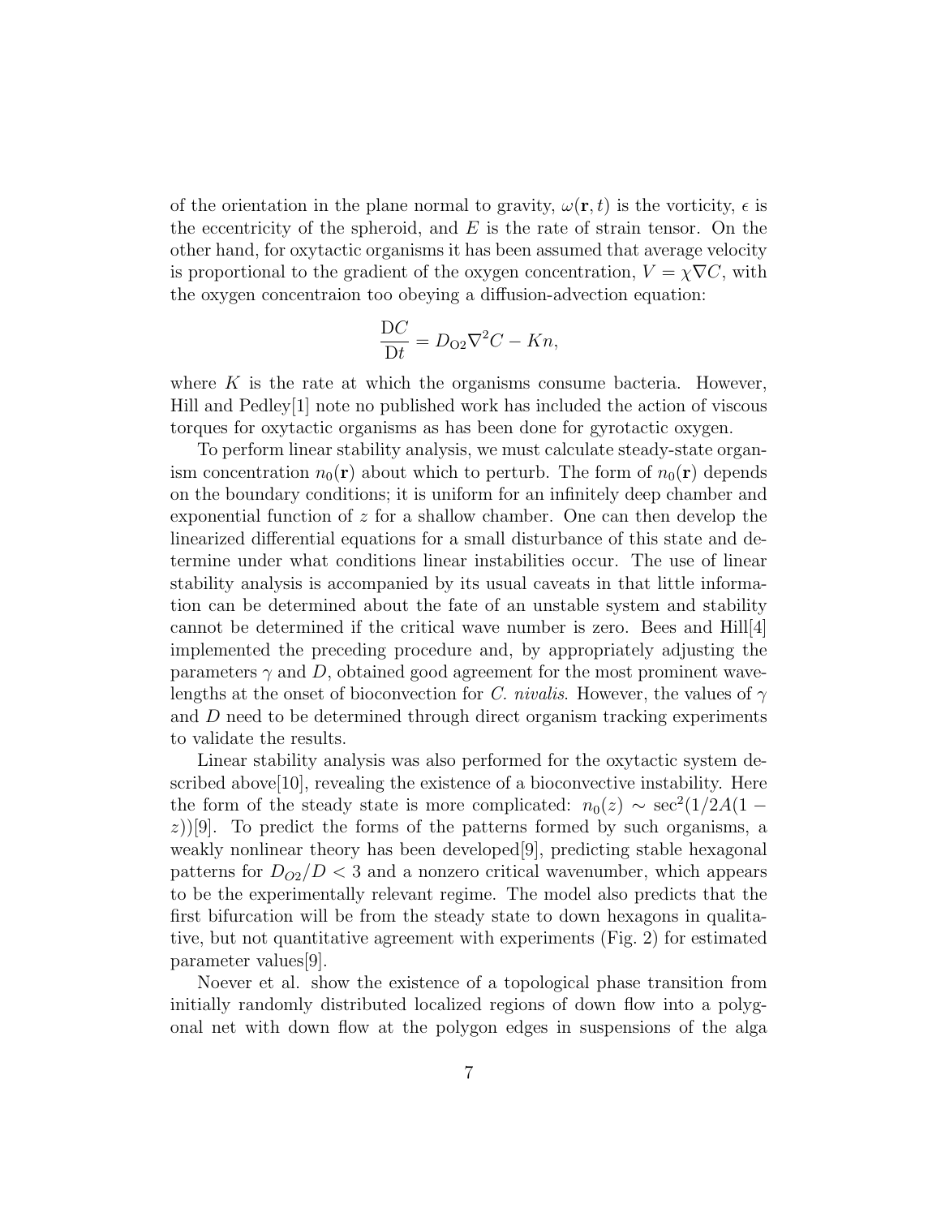of the orientation in the plane normal to gravity, $\omega(\mathbf{r}, t)$ is the vorticity, $\epsilon$ is the eccentricity of the spheroid, and $E$ is the rate of strain tensor. On the other hand, for oxytactic organisms it has been assumed that average velocity is proportional to the gradient of the oxygen concentration, $V = \chi \nabla C$, with the oxygen concentraion too obeying a diffusion-advection equation:

$$\frac{\mathrm{D}C}{\mathrm{D}t} = D_{\mathrm{O2}} \nabla^2 C - Kn,$$

where $K$ is the rate at which the organisms consume bacteria. However, Hill and Pedley[1] note no published work has included the action of viscous torques for oxytactic organisms as has been done for gyrotactic oxygen.

To perform linear stability analysis, we must calculate steady-state organism concentration $n_0(\mathbf{r})$ about which to perturb. The form of $n_0(\mathbf{r})$ depends on the boundary conditions; it is uniform for an infinitely deep chamber and exponential function of $z$ for a shallow chamber. One can then develop the linearized differential equations for a small disturbance of this state and determine under what conditions linear instabilities occur. The use of linear stability analysis is accompanied by its usual caveats in that little information can be determined about the fate of an unstable system and stability cannot be determined if the critical wave number is zero. Bees and Hill[4] implemented the preceding procedure and, by appropriately adjusting the parameters $\gamma$ and $D$, obtained good agreement for the most prominent wavelengths at the onset of bioconvection for *C. nivalis*. However, the values of $\gamma$ and $D$ need to be determined through direct organism tracking experiments to validate the results.

Linear stability analysis was also performed for the oxytactic system described above[10], revealing the existence of a bioconvective instability. Here the form of the steady state is more complicated: $n_0(z) \sim \sec^2(1/2A(1-z))$[9]. To predict the forms of the patterns formed by such organisms, a weakly nonlinear theory has been developed[9], predicting stable hexagonal patterns for $D_{O2}/D < 3$ and a nonzero critical wavenumber, which appears to be the experimentally relevant regime. The model also predicts that the first bifurcation will be from the steady state to down hexagons in qualitative, but not quantitative agreement with experiments (Fig. 2) for estimated parameter values[9].

Noever et al. show the existence of a topological phase transition from initially randomly distributed localized regions of down flow into a polygonal net with down flow at the polygon edges in suspensions of the alga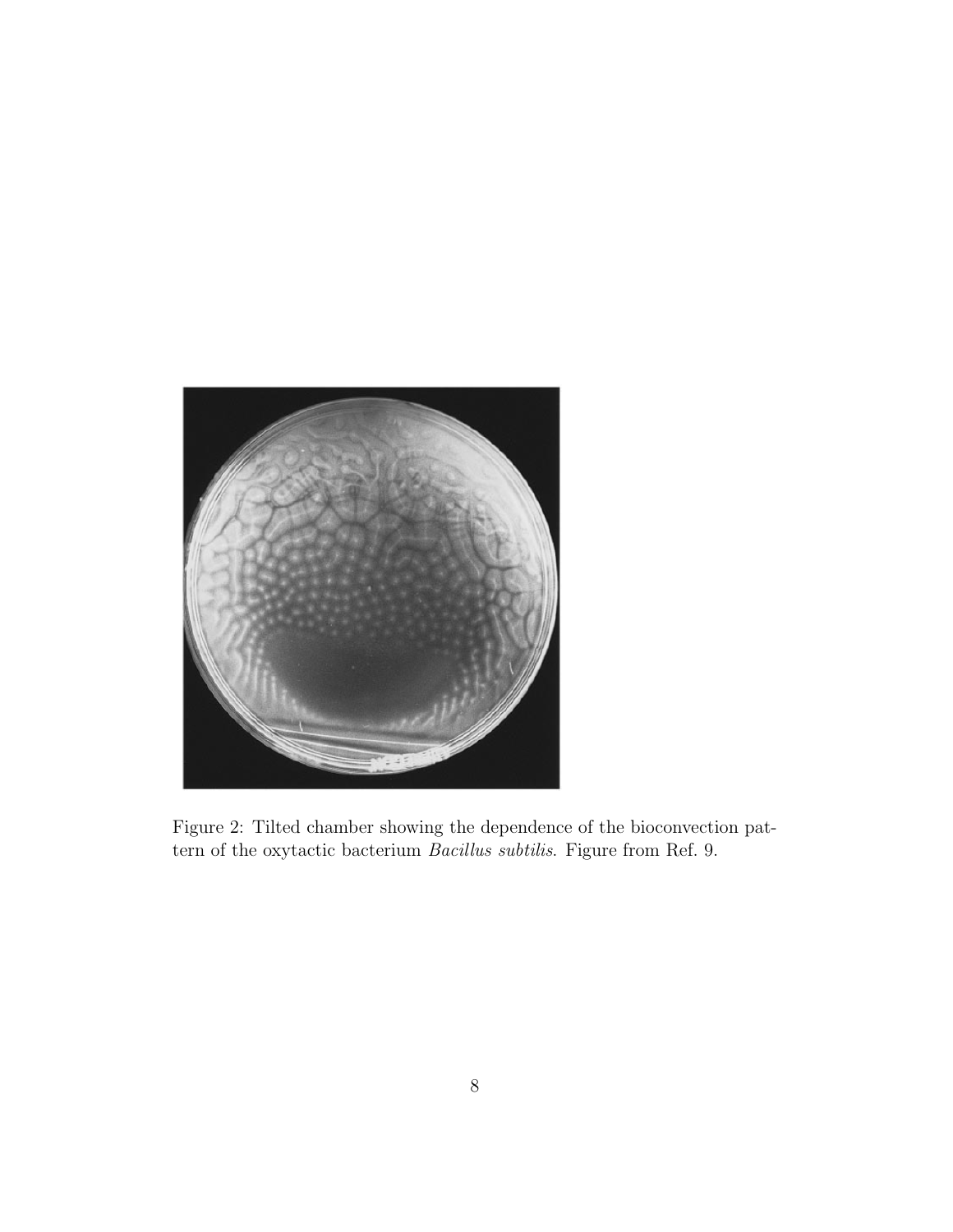Figure 2: Tilted chamber showing the dependence of the bioconvection pattern of the oxytactic bacterium *Bacillus subtilis*. Figure from Ref. 9.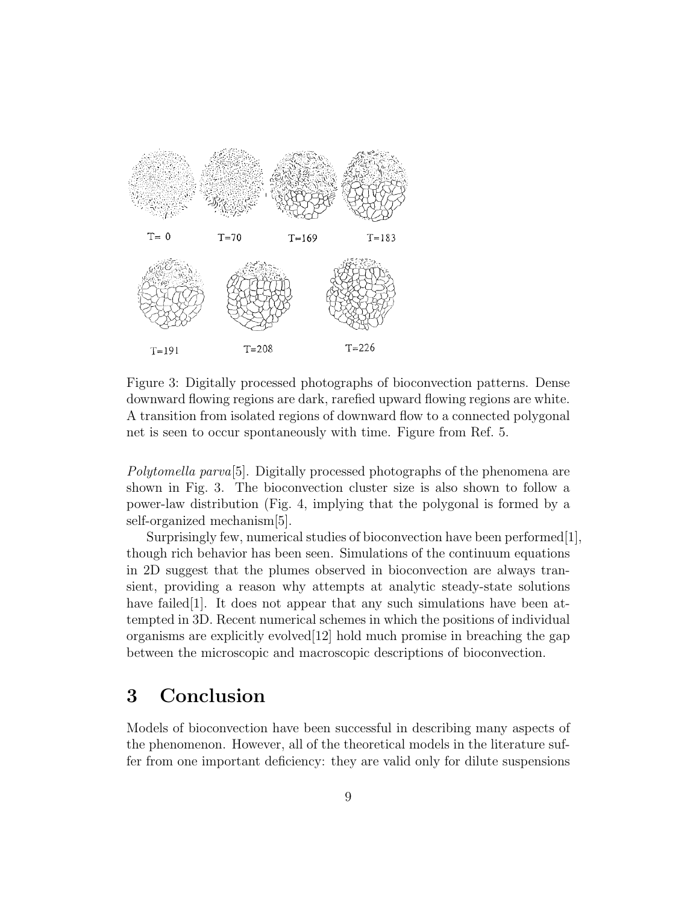T= 0 T=70 T=169 T=183

T=191 T=208 T=226

Figure 3: Digitally processed photographs of bioconvection patterns. Dense downward flowing regions are dark, rarefied upward flowing regions are white. A transition from isolated regions of downward flow to a connected polygonal net is seen to occur spontaneously with time. Figure from Ref. 5.

*Polytomella parva*[5]. Digitally processed photographs of the phenomena are shown in Fig. 3. The bioconvection cluster size is also shown to follow a power-law distribution (Fig. 4, implying that the polygonal is formed by a self-organized mechanism[5].

Surprisingly few, numerical studies of bioconvection have been performed[1], though rich behavior has been seen. Simulations of the continuum equations in 2D suggest that the plumes observed in bioconvection are always transient, providing a reason why attempts at analytic steady-state solutions have failed[1]. It does not appear that any such simulations have been attempted in 3D. Recent numerical schemes in which the positions of individual organisms are explicitly evolved[12] hold much promise in breaching the gap between the microscopic and macroscopic descriptions of bioconvection.

# 3 Conclusion

Models of bioconvection have been successful in describing many aspects of the phenomenon. However, all of the theoretical models in the literature suffer from one important deficiency: they are valid only for dilute suspensions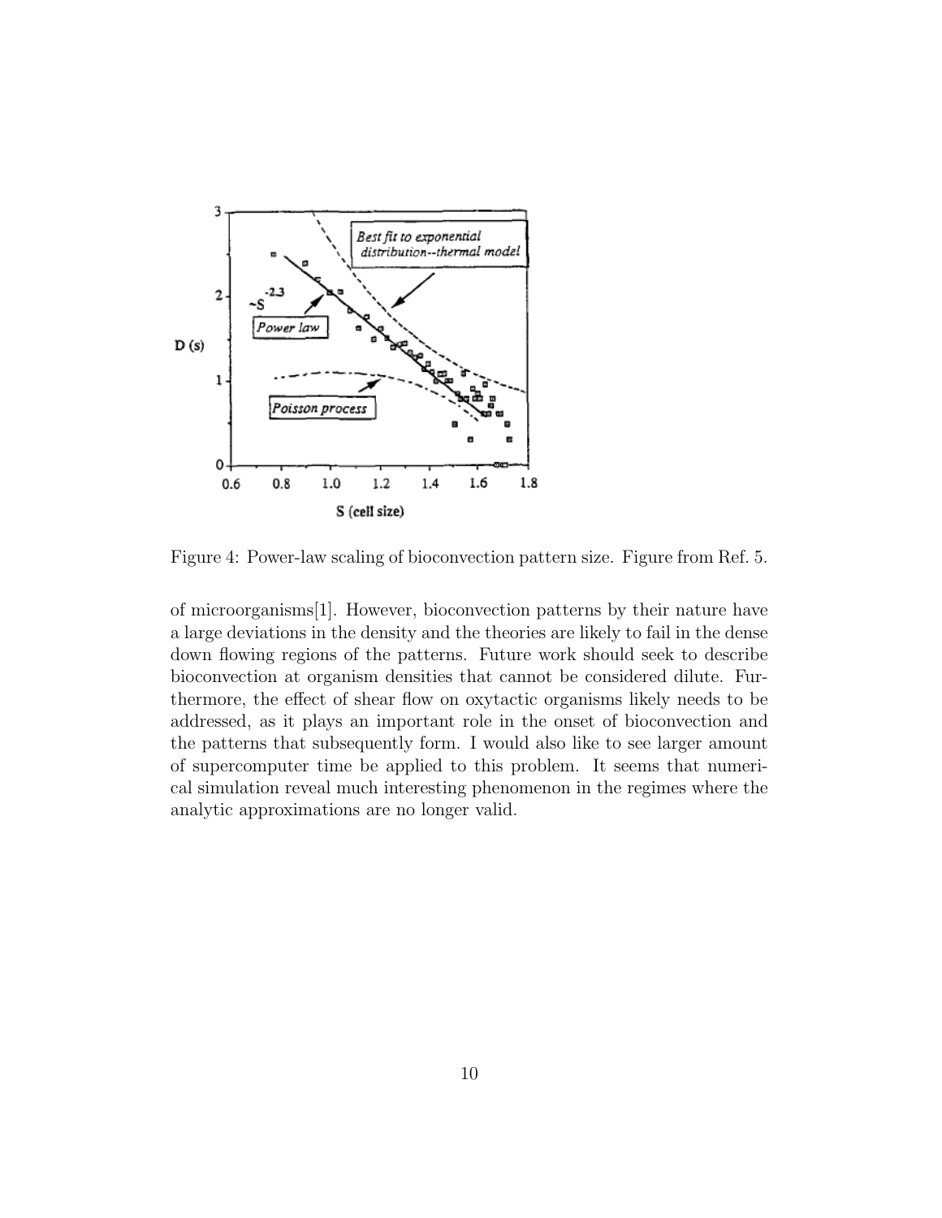Figure 4: Power-law scaling of bioconvection pattern size. Figure from Ref. 5.

of microorganisms[1]. However, bioconvection patterns by their nature have a large deviations in the density and the theories are likely to fail in the dense down flowing regions of the patterns. Future work should seek to describe bioconvection at organism densities that cannot be considered dilute. Furthermore, the effect of shear flow on oxytactic organisms likely needs to be addressed, as it plays an important role in the onset of bioconvection and the patterns that subsequently form. I would also like to see larger amount of supercomputer time be applied to this problem. It seems that numerical simulation reveal much interesting phenomenon in the regimes where the analytic approximations are no longer valid.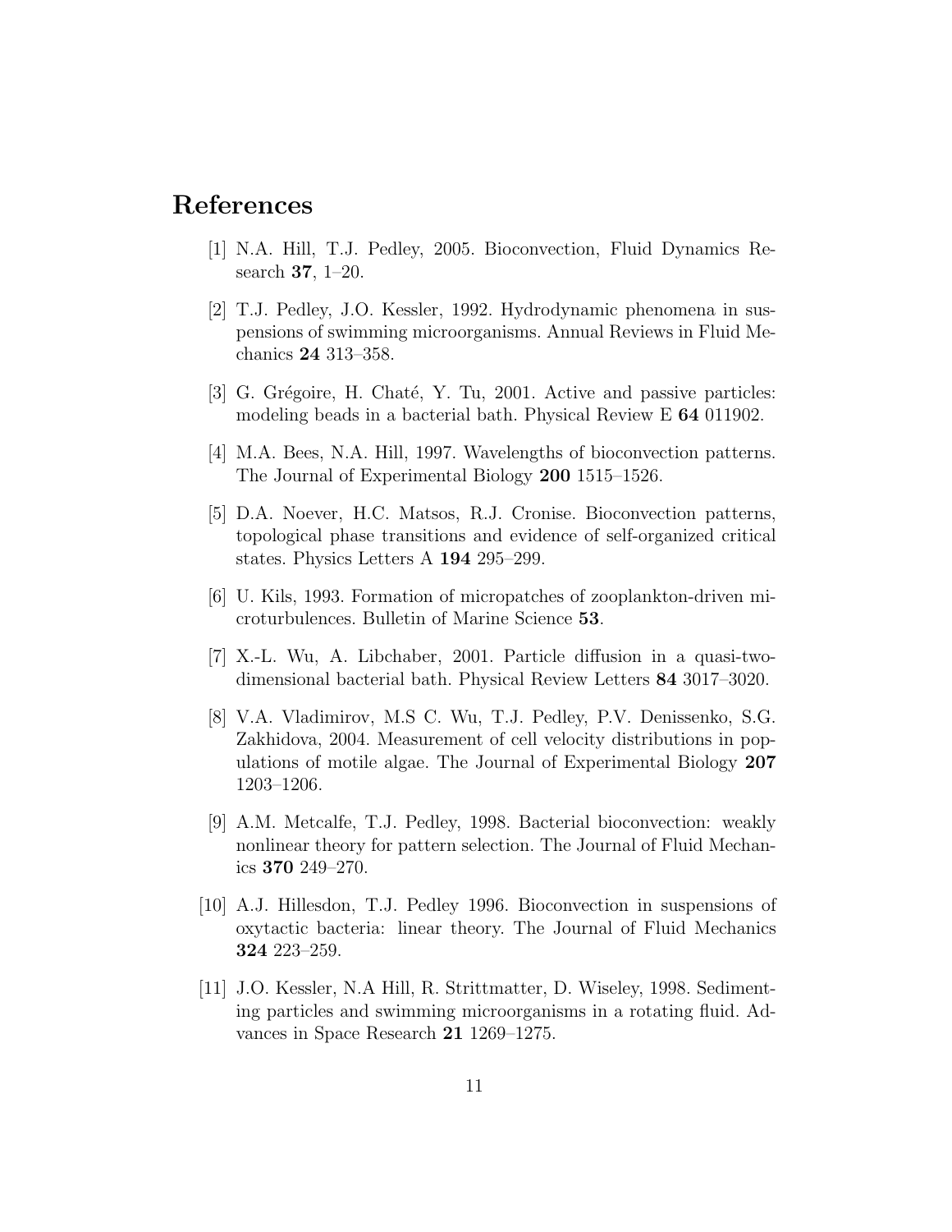# References

[1] N.A. Hill, T.J. Pedley, 2005. Bioconvection, Fluid Dynamics Research **37**, 1–20.

[2] T.J. Pedley, J.O. Kessler, 1992. Hydrodynamic phenomena in suspensions of swimming microorganisms. Annual Reviews in Fluid Mechanics **24** 313–358.

[3] G. Grégoire, H. Chaté, Y. Tu, 2001. Active and passive particles: modeling beads in a bacterial bath. Physical Review E **64** 011902.

[4] M.A. Bees, N.A. Hill, 1997. Wavelengths of bioconvection patterns. The Journal of Experimental Biology **200** 1515–1526.

[5] D.A. Noever, H.C. Matsos, R.J. Cronise. Bioconvection patterns, topological phase transitions and evidence of self-organized critical states. Physics Letters A **194** 295–299.

[6] U. Kils, 1993. Formation of micropatches of zooplankton-driven microturbulences. Bulletin of Marine Science **53**.

[7] X.-L. Wu, A. Libchaber, 2001. Particle diffusion in a quasi-two-dimensional bacterial bath. Physical Review Letters **84** 3017–3020.

[8] V.A. Vladimirov, M.S C. Wu, T.J. Pedley, P.V. Denissenko, S.G. Zakhidova, 2004. Measurement of cell velocity distributions in populations of motile algae. The Journal of Experimental Biology **207** 1203–1206.

[9] A.M. Metcalfe, T.J. Pedley, 1998. Bacterial bioconvection: weakly nonlinear theory for pattern selection. The Journal of Fluid Mechanics **370** 249–270.

[10] A.J. Hillesdon, T.J. Pedley 1996. Bioconvection in suspensions of oxytactic bacteria: linear theory. The Journal of Fluid Mechanics **324** 223–259.

[11] J.O. Kessler, N.A Hill, R. Strittmatter, D. Wiseley, 1998. Sedimenting particles and swimming microorganisms in a rotating fluid. Advances in Space Research **21** 1269–1275.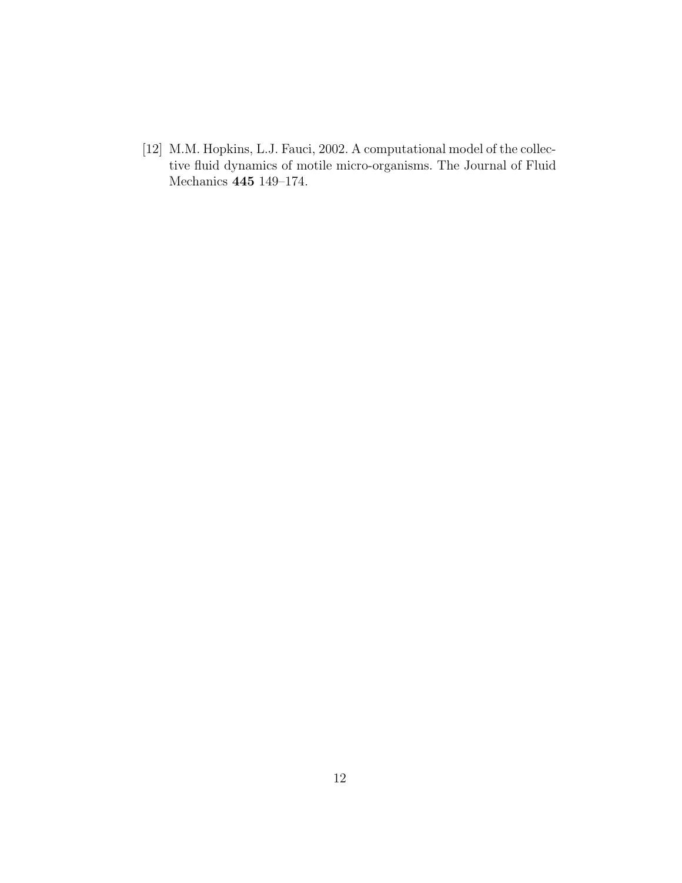[12] M.M. Hopkins, L.J. Fauci, 2002. A computational model of the collective fluid dynamics of motile micro-organisms. The Journal of Fluid Mechanics **445** 149–174.